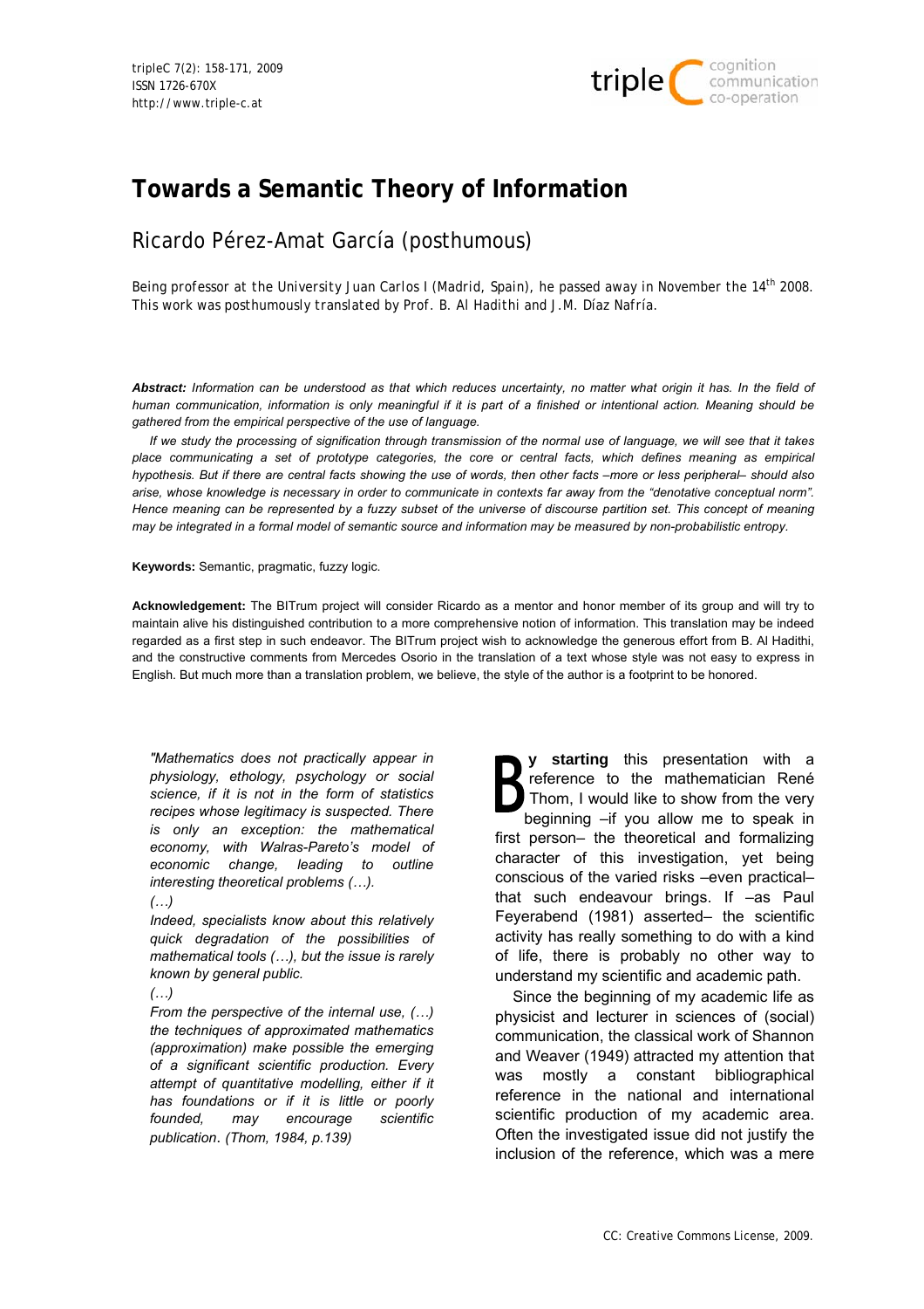# Towards a Semantic Theory of Information

## Ricardo Pérez-Amat García (posthumous)

*Being professor at the University Juan Carlos I (Madrid, Spain), he passed away in November the 14th 2008. This work was posthumously translated by Prof. B. Al Hadithi and J.M. Díaz Nafría.*

***Abstract:*** *Information can be understood as that which reduces uncertainty, no matter what origin it has. In the field of human communication, information is only meaningful if it is part of a finished or intentional action. Meaning should be gathered from the empirical perspective of the use of language.*

*If we study the processing of signification through transmission of the normal use of language, we will see that it takes place communicating a set of prototype categories, the core or central facts, which defines meaning as empirical hypothesis. But if there are central facts showing the use of words, then other facts –more or less peripheral– should also arise, whose knowledge is necessary in order to communicate in contexts far away from the "denotative conceptual norm". Hence meaning can be represented by a fuzzy subset of the universe of discourse partition set. This concept of meaning may be integrated in a formal model of semantic source and information may be measured by non-probabilistic entropy.*

**Keywords:** Semantic, pragmatic, fuzzy logic.

**Acknowledgement:** The BITrum project will consider Ricardo as a mentor and honor member of its group and will try to maintain alive his distinguished contribution to a more comprehensive notion of information. This translation may be indeed regarded as a first step in such endeavor. The BITrum project wish to acknowledge the generous effort from B. Al Hadithi, and the constructive comments from Mercedes Osorio in the translation of a text whose style was not easy to express in English. But much more than a translation problem, we believe, the style of the author is a footprint to be honored.

*"Mathematics does not practically appear in physiology, ethology, psychology or social science, if it is not in the form of statistics recipes whose legitimacy is suspected. There is only an exception: the mathematical economy, with Walras-Pareto's model of economic change, leading to outline interesting theoretical problems (…).*

*(…)*

*Indeed, specialists know about this relatively quick degradation of the possibilities of mathematical tools (…), but the issue is rarely known by general public.*

*(…)*

*From the perspective of the internal use, (…) the techniques of approximated mathematics (approximation) make possible the emerging of a significant scientific production. Every attempt of quantitative modelling, either if it has foundations or if it is little or poorly founded, may encourage scientific publication. (Thom, 1984, p.139)*

**By starting** this presentation with a reference to the mathematician René Thom, I would like to show from the very beginning –if you allow me to speak in first person– the theoretical and formalizing character of this investigation, yet being conscious of the varied risks –even practical– that such endeavour brings. If –as Paul Feyerabend (1981) asserted– the scientific activity has really something to do with a kind of life, there is probably no other way to understand my scientific and academic path.

Since the beginning of my academic life as physicist and lecturer in sciences of (social) communication, the classical work of Shannon and Weaver (1949) attracted my attention that was mostly a constant bibliographical reference in the national and international scientific production of my academic area. Often the investigated issue did not justify the inclusion of the reference, which was a mere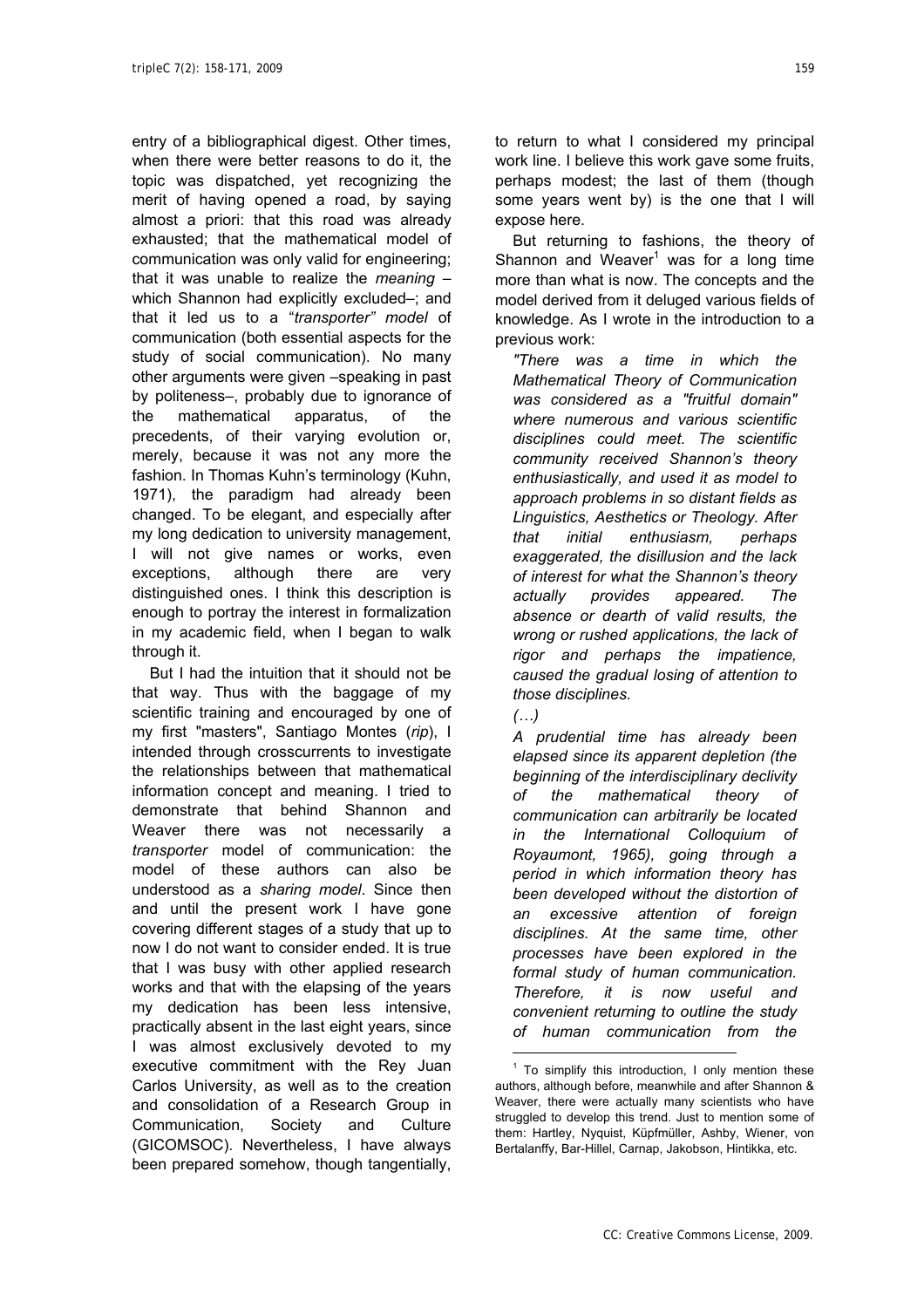entry of a bibliographical digest. Other times, when there were better reasons to do it, the topic was dispatched, yet recognizing the merit of having opened a road, by saying almost a priori: that this road was already exhausted; that the mathematical model of communication was only valid for engineering; that it was unable to realize the *meaning* –which Shannon had explicitly excluded–; and that it led us to a "*transporter" model* of communication (both essential aspects for the study of social communication). No many other arguments were given –speaking in past by politeness–, probably due to ignorance of the mathematical apparatus, of the precedents, of their varying evolution or, merely, because it was not any more the fashion. In Thomas Kuhn's terminology (Kuhn, 1971), the paradigm had already been changed. To be elegant, and especially after my long dedication to university management, I will not give names or works, even exceptions, although there are very distinguished ones. I think this description is enough to portray the interest in formalization in my academic field, when I began to walk through it.

But I had the intuition that it should not be that way. Thus with the baggage of my scientific training and encouraged by one of my first "masters", Santiago Montes (*rip*), I intended through crosscurrents to investigate the relationships between that mathematical information concept and meaning. I tried to demonstrate that behind Shannon and Weaver there was not necessarily a *transporter* model of communication: the model of these authors can also be understood as a *sharing model*. Since then and until the present work I have gone covering different stages of a study that up to now I do not want to consider ended. It is true that I was busy with other applied research works and that with the elapsing of the years my dedication has been less intensive, practically absent in the last eight years, since I was almost exclusively devoted to my executive commitment with the Rey Juan Carlos University, as well as to the creation and consolidation of a Research Group in Communication, Society and Culture (GICOMSOC). Nevertheless, I have always been prepared somehow, though tangentially, to return to what I considered my principal work line. I believe this work gave some fruits, perhaps modest; the last of them (though some years went by) is the one that I will expose here.

But returning to fashions, the theory of Shannon and Weaver[1] was for a long time more than what is now. The concepts and the model derived from it deluged various fields of knowledge. As I wrote in the introduction to a previous work:

> *"There was a time in which the Mathematical Theory of Communication was considered as a "fruitful domain" where numerous and various scientific disciplines could meet. The scientific community received Shannon's theory enthusiastically, and used it as model to approach problems in so distant fields as Linguistics, Aesthetics or Theology. After that initial enthusiasm, perhaps exaggerated, the disillusion and the lack of interest for what the Shannon's theory actually provides appeared. The absence or dearth of valid results, the wrong or rushed applications, the lack of rigor and perhaps the impatience, caused the gradual losing of attention to those disciplines.*
>
> *(…)*
>
> *A prudential time has already been elapsed since its apparent depletion (the beginning of the interdisciplinary declivity of the mathematical theory of communication can arbitrarily be located in the International Colloquium of Royaumont, 1965), going through a period in which information theory has been developed without the distortion of an excessive attention of foreign disciplines. At the same time, other processes have been explored in the formal study of human communication. Therefore, it is now useful and convenient returning to outline the study of human communication from the*

[1] To simplify this introduction, I only mention these authors, although before, meanwhile and after Shannon & Weaver, there were actually many scientists who have struggled to develop this trend. Just to mention some of them: Hartley, Nyquist, Küpfmüller, Ashby, Wiener, von Bertalanffy, Bar-Hillel, Carnap, Jakobson, Hintikka, etc.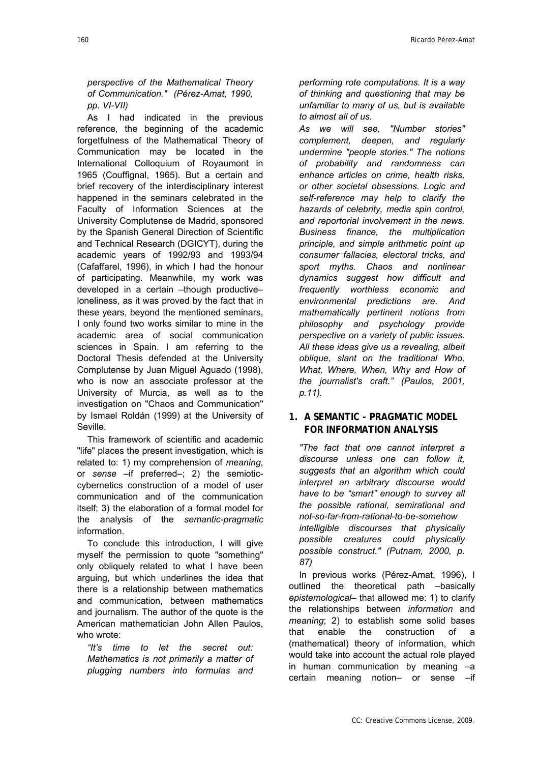*perspective of the Mathematical Theory of Communication." (Pérez-Amat, 1990, pp. VI-VII)*

As I had indicated in the previous reference, the beginning of the academic forgetfulness of the Mathematical Theory of Communication may be located in the International Colloquium of Royaumont in 1965 (Couffignal, 1965). But a certain and brief recovery of the interdisciplinary interest happened in the seminars celebrated in the Faculty of Information Sciences at the University Complutense de Madrid, sponsored by the Spanish General Direction of Scientific and Technical Research (DGICYT), during the academic years of 1992/93 and 1993/94 (Cafaffarel, 1996), in which I had the honour of participating. Meanwhile, my work was developed in a certain –though productive– loneliness, as it was proved by the fact that in these years, beyond the mentioned seminars, I only found two works similar to mine in the academic area of social communication sciences in Spain. I am referring to the Doctoral Thesis defended at the University Complutense by Juan Miguel Aguado (1998), who is now an associate professor at the University of Murcia, as well as to the investigation on "Chaos and Communication" by Ismael Roldán (1999) at the University of Seville.

This framework of scientific and academic "life" places the present investigation, which is related to: 1) my comprehension of *meaning*, or *sense* –if preferred–; 2) the semiotic-cybernetics construction of a model of user communication and of the communication itself; 3) the elaboration of a formal model for the analysis of the *semantic-pragmatic* information.

To conclude this introduction, I will give myself the permission to quote "something" only obliquely related to what I have been arguing, but which underlines the idea that there is a relationship between mathematics and communication, between mathematics and journalism. The author of the quote is the American mathematician John Allen Paulos, who wrote:

*"It's time to let the secret out: Mathematics is not primarily a matter of plugging numbers into formulas and performing rote computations. It is a way of thinking and questioning that may be unfamiliar to many of us, but is available to almost all of us.*

*As we will see, "Number stories" complement, deepen, and regularly undermine "people stories." The notions of probability and randomness can enhance articles on crime, health risks, or other societal obsessions. Logic and self-reference may help to clarify the hazards of celebrity, media spin control, and reportorial involvement in the news. Business finance, the multiplication principle, and simple arithmetic point up consumer fallacies, electoral tricks, and sport myths. Chaos and nonlinear dynamics suggest how difficult and frequently worthless economic and environmental predictions are. And mathematically pertinent notions from philosophy and psychology provide perspective on a variety of public issues. All these ideas give us a revealing, albeit oblique, slant on the traditional Who, What, Where, When, Why and How of the journalist's craft." (Paulos, 2001, p.11).*

## 1. A SEMANTIC - PRAGMATIC MODEL FOR INFORMATION ANALYSIS

*"The fact that one cannot interpret a discourse unless one can follow it, suggests that an algorithm which could interpret an arbitrary discourse would have to be "smart" enough to survey all the possible rational, semirational and not-so-far-from-rational-to-be-somehow intelligible discourses that physically possible creatures could physically possible construct." (Putnam, 2000, p. 87)*

In previous works (Pérez-Amat, 1996), I outlined the theoretical path –basically *epistemological*– that allowed me: 1) to clarify the relationships between *information* and *meaning*; 2) to establish some solid bases that enable the construction of a (mathematical) theory of information, which would take into account the actual role played in human communication by meaning –a certain meaning notion– or sense –if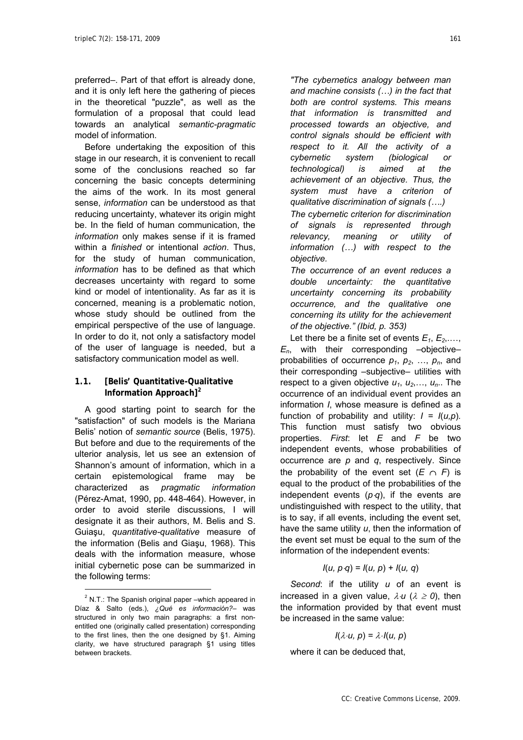preferred–. Part of that effort is already done, and it is only left here the gathering of pieces in the theoretical "puzzle", as well as the formulation of a proposal that could lead towards an analytical *semantic-pragmatic* model of information.

Before undertaking the exposition of this stage in our research, it is convenient to recall some of the conclusions reached so far concerning the basic concepts determining the aims of the work. In its most general sense, *information* can be understood as that reducing uncertainty, whatever its origin might be. In the field of human communication, the *information* only makes sense if it is framed within a *finished* or intentional *action*. Thus, for the study of human communication, *information* has to be defined as that which decreases uncertainty with regard to some kind or model of intentionality. As far as it is concerned, meaning is a problematic notion, whose study should be outlined from the empirical perspective of the use of language. In order to do it, not only a satisfactory model of the user of language is needed, but a satisfactory communication model as well.

### 1.1. [Belis' Quantitative-Qualitative Information Approach][2]

A good starting point to search for the "satisfaction" of such models is the Mariana Belis' notion of *semantic source* (Belis, 1975). But before and due to the requirements of the ulterior analysis, let us see an extension of Shannon's amount of information, which in a certain epistemological frame may be characterized as *pragmatic information* (Pérez-Amat, 1990, pp. 448-464). However, in order to avoid sterile discussions, I will designate it as their authors, M. Belis and S. Guiaşu, *quantitative-qualitative* measure of the information (Belis and Giaşu, 1968). This deals with the information measure, whose initial cybernetic pose can be summarized in the following terms:

*"The cybernetics analogy between man and machine consists (…) in the fact that both are control systems. This means that information is transmitted and processed towards an objective, and control signals should be efficient with respect to it. All the activity of a cybernetic system (biological or technological) is aimed at the achievement of an objective. Thus, the system must have a criterion of qualitative discrimination of signals (….)*

*The cybernetic criterion for discrimination of signals is represented through relevancy, meaning or utility of information (…) with respect to the objective.*

*The occurrence of an event reduces a double uncertainty: the quantitative uncertainty concerning its probability occurrence, and the qualitative one concerning its utility for the achievement of the objective." (Ibid, p. 353)*

Let there be a finite set of events $E_1, E_2, \ldots, E_n$, with their corresponding –objective– probabilities of occurrence $p_1, p_2, \ldots, p_n$, and their corresponding –subjective– utilities with respect to a given objective $u_1, u_2, \ldots, u_n$. The occurrence of an individual event provides an information $I$, whose measure is defined as a function of probability and utility: $I = I(u,p)$. This function must satisfy two obvious properties. *First*: let $E$ and $F$ be two independent events, whose probabilities of occurrence are $p$ and $q$, respectively. Since the probability of the event set ($E \cap F$) is equal to the product of the probabilities of the independent events ($p \cdot q$), if the events are undistinguished with respect to the utility, that is to say, if all events, including the event set, have the same utility $u$, then the information of the event set must be equal to the sum of the information of the independent events:

$$I(u, p \cdot q) = I(u, p) + I(u, q)$$

*Second*: if the utility $u$ of an event is increased in a given value, $\lambda \cdot u$ ($\lambda \geq 0$), then the information provided by that event must be increased in the same value:

$$I(\lambda \cdot u, p) = \lambda \cdot I(u, p)$$

where it can be deduced that,

[2] N.T.: The Spanish original paper –which appeared in Díaz & Salto (eds.), *¿Qué es información?*– was structured in only two main paragraphs: a first non-entitled one (originally called presentation) corresponding to the first lines, then the one designed by §1. Aiming clarity, we have structured paragraph §1 using titles between brackets.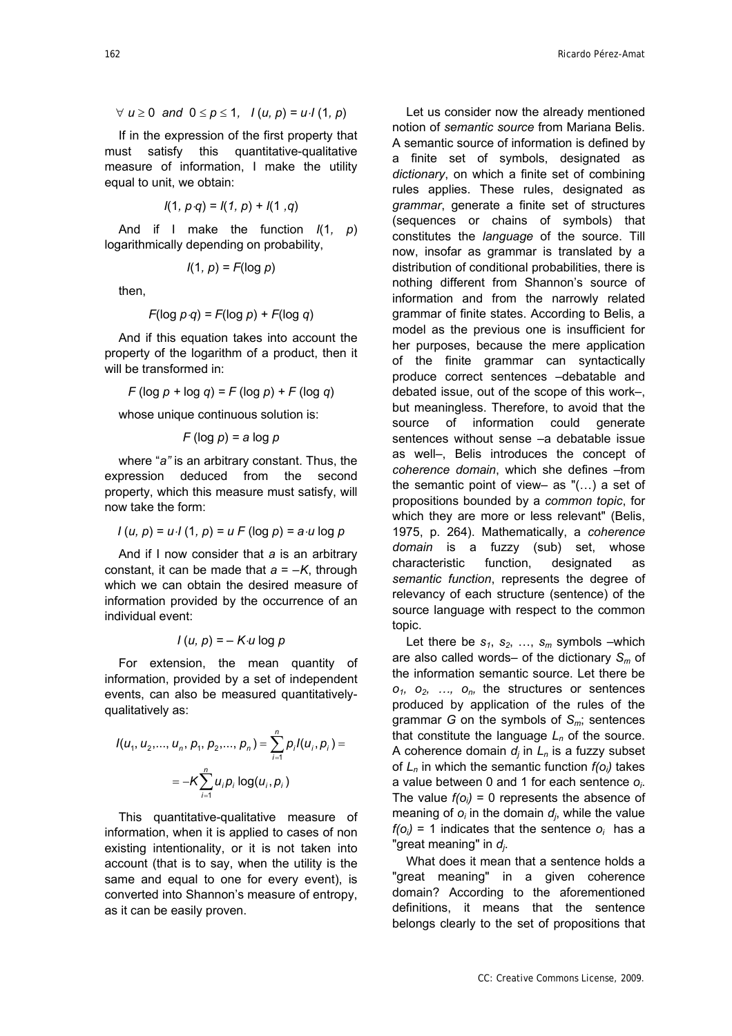$$\forall\ u \geq 0 \ \ and \ \ 0 \leq p \leq 1, \ \ I(u, p) = u \cdot I(1, p)$$

If in the expression of the first property that must satisfy this quantitative-qualitative measure of information, I make the utility equal to unit, we obtain:

$$I(1, p \cdot q) = I(1, p) + I(1, q)$$

And if I make the function $I(1, p)$ logarithmically depending on probability,

$$I(1, p) = F(\log p)$$

then,

$$F(\log p \cdot q) = F(\log p) + F(\log q)$$

And if this equation takes into account the property of the logarithm of a product, then it will be transformed in:

$$F(\log p + \log q) = F(\log p) + F(\log q)$$

whose unique continuous solution is:

$$F(\log p) = a \log p$$

where "*a*" is an arbitrary constant. Thus, the expression deduced from the second property, which this measure must satisfy, will now take the form:

$$I(u, p) = u \cdot I(1, p) = u\, F(\log p) = a \cdot u \log p$$

And if I now consider that $a$ is an arbitrary constant, it can be made that $a = -K$, through which we can obtain the desired measure of information provided by the occurrence of an individual event:

$$I(u, p) = -K \cdot u \log p$$

For extension, the mean quantity of information, provided by a set of independent events, can also be measured quantitatively-qualitatively as:

$$I(u_1, u_2, ..., u_n, p_1, p_2, ..., p_n) = \sum_{i=1}^{n} p_i I(u_i, p_i) =$$

$$= -K \sum_{i=1}^{n} u_i p_i \log(u_i, p_i)$$

This quantitative-qualitative measure of information, when it is applied to cases of non existing intentionality, or it is not taken into account (that is to say, when the utility is the same and equal to one for every event), is converted into Shannon's measure of entropy, as it can be easily proven.

Let us consider now the already mentioned notion of *semantic source* from Mariana Belis. A semantic source of information is defined by a finite set of symbols, designated as *dictionary*, on which a finite set of combining rules applies. These rules, designated as *grammar*, generate a finite set of structures (sequences or chains of symbols) that constitutes the *language* of the source. Till now, insofar as grammar is translated by a distribution of conditional probabilities, there is nothing different from Shannon's source of information and from the narrowly related grammar of finite states. According to Belis, a model as the previous one is insufficient for her purposes, because the mere application of the finite grammar can syntactically produce correct sentences –debatable and debated issue, out of the scope of this work–, but meaningless. Therefore, to avoid that the source of information could generate sentences without sense –a debatable issue as well–, Belis introduces the concept of *coherence domain*, which she defines –from the semantic point of view– as "(…) a set of propositions bounded by a *common topic*, for which they are more or less relevant" (Belis, 1975, p. 264). Mathematically, a *coherence domain* is a fuzzy (sub) set, whose characteristic function, designated as *semantic function*, represents the degree of relevancy of each structure (sentence) of the source language with respect to the common topic.

Let there be $s_1, s_2, \ldots, s_m$ symbols –which are also called words– of the dictionary $S_m$ of the information semantic source. Let there be $o_1, o_2, \ldots, o_n$, the structures or sentences produced by application of the rules of the grammar $G$ on the symbols of $S_m$; sentences that constitute the language $L_n$ of the source. A coherence domain $d_j$ in $L_n$ is a fuzzy subset of $L_n$ in which the semantic function $f(o_i)$ takes a value between 0 and 1 for each sentence $o_i$. The value $f(o_i) = 0$ represents the absence of meaning of $o_i$ in the domain $d_j$, while the value $f(o_i) = 1$ indicates that the sentence $o_i$ has a "great meaning" in $d_j$.

What does it mean that a sentence holds a "great meaning" in a given coherence domain? According to the aforementioned definitions, it means that the sentence belongs clearly to the set of propositions that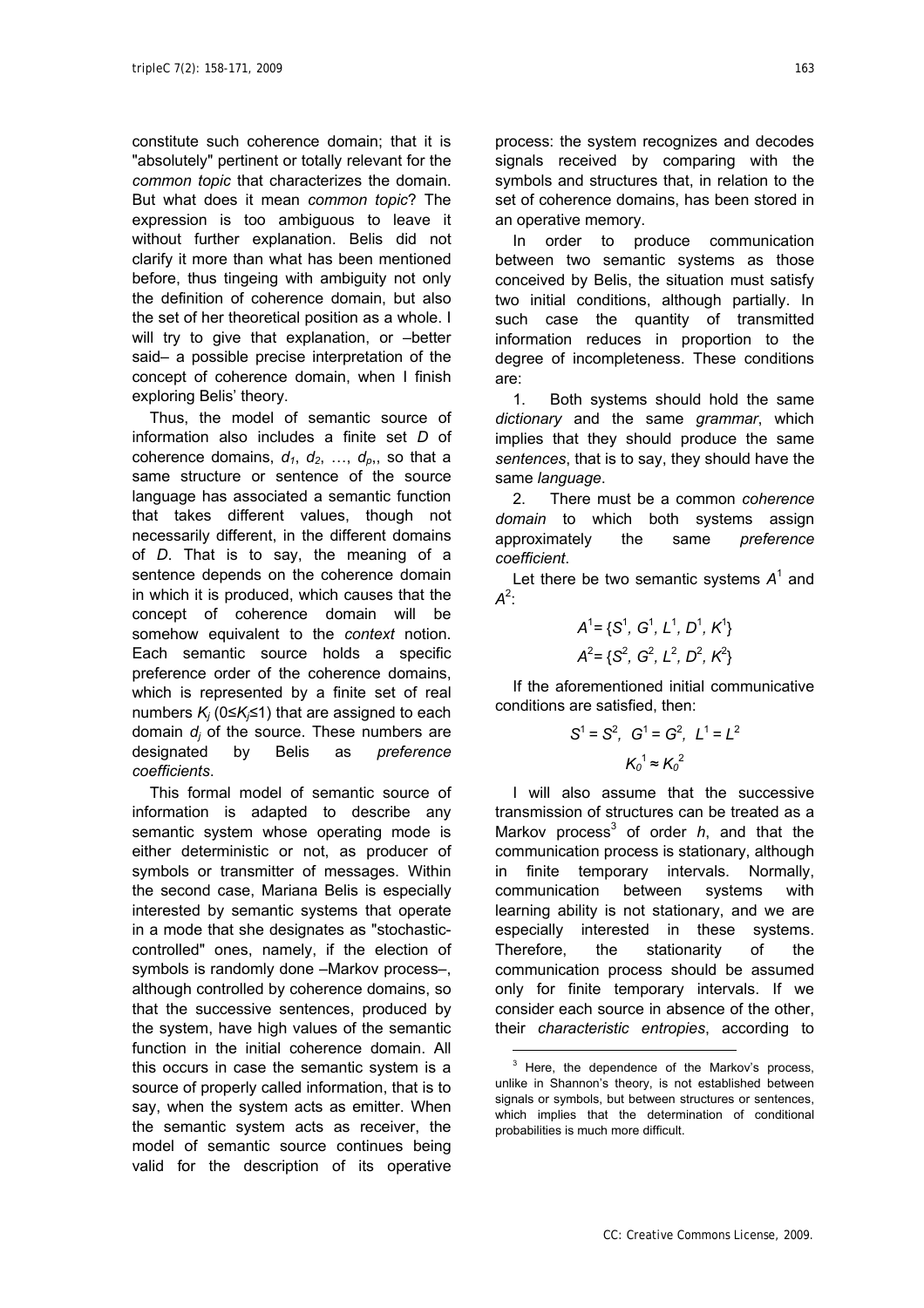constitute such coherence domain; that it is "absolutely" pertinent or totally relevant for the *common topic* that characterizes the domain. But what does it mean *common topic*? The expression is too ambiguous to leave it without further explanation. Belis did not clarify it more than what has been mentioned before, thus tingeing with ambiguity not only the definition of coherence domain, but also the set of her theoretical position as a whole. I will try to give that explanation, or –better said– a possible precise interpretation of the concept of coherence domain, when I finish exploring Belis' theory.

Thus, the model of semantic source of information also includes a finite set $D$ of coherence domains, $d_1$, $d_2$, …, $d_p$,, so that a same structure or sentence of the source language has associated a semantic function that takes different values, though not necessarily different, in the different domains of $D$. That is to say, the meaning of a sentence depends on the coherence domain in which it is produced, which causes that the concept of coherence domain will be somehow equivalent to the *context* notion. Each semantic source holds a specific preference order of the coherence domains, which is represented by a finite set of real numbers $K_j$ ($0 \leq K_j \leq 1$) that are assigned to each domain $d_j$ of the source. These numbers are designated by Belis as *preference coefficients*.

This formal model of semantic source of information is adapted to describe any semantic system whose operating mode is either deterministic or not, as producer of symbols or transmitter of messages. Within the second case, Mariana Belis is especially interested by semantic systems that operate in a mode that she designates as "stochastic-controlled" ones, namely, if the election of symbols is randomly done –Markov process–, although controlled by coherence domains, so that the successive sentences, produced by the system, have high values of the semantic function in the initial coherence domain. All this occurs in case the semantic system is a source of properly called information, that is to say, when the system acts as emitter. When the semantic system acts as receiver, the model of semantic source continues being valid for the description of its operative process: the system recognizes and decodes signals received by comparing with the symbols and structures that, in relation to the set of coherence domains, has been stored in an operative memory.

In order to produce communication between two semantic systems as those conceived by Belis, the situation must satisfy two initial conditions, although partially. In such case the quantity of transmitted information reduces in proportion to the degree of incompleteness. These conditions are:

1. Both systems should hold the same *dictionary* and the same *grammar*, which implies that they should produce the same *sentences*, that is to say, they should have the same *language*.
2. There must be a common *coherence domain* to which both systems assign approximately the same *preference coefficient*.

Let there be two semantic systems $A^1$ and $A^2$:

$$A^1 = \{S^1, G^1, L^1, D^1, K^1\}$$
$$A^2 = \{S^2, G^2, L^2, D^2, K^2\}$$

If the aforementioned initial communicative conditions are satisfied, then:

$$S^1 = S^2,\ G^1 = G^2,\ L^1 = L^2$$
$$K_0^1 \approx K_0^2$$

I will also assume that the successive transmission of structures can be treated as a Markov process[3] of order $h$, and that the communication process is stationary, although in finite temporary intervals. Normally, communication between systems with learning ability is not stationary, and we are especially interested in these systems. Therefore, the stationarity of the communication process should be assumed only for finite temporary intervals. If we consider each source in absence of the other, their *characteristic entropies*, according to

[3] Here, the dependence of the Markov's process, unlike in Shannon's theory, is not established between signals or symbols, but between structures or sentences, which implies that the determination of conditional probabilities is much more difficult.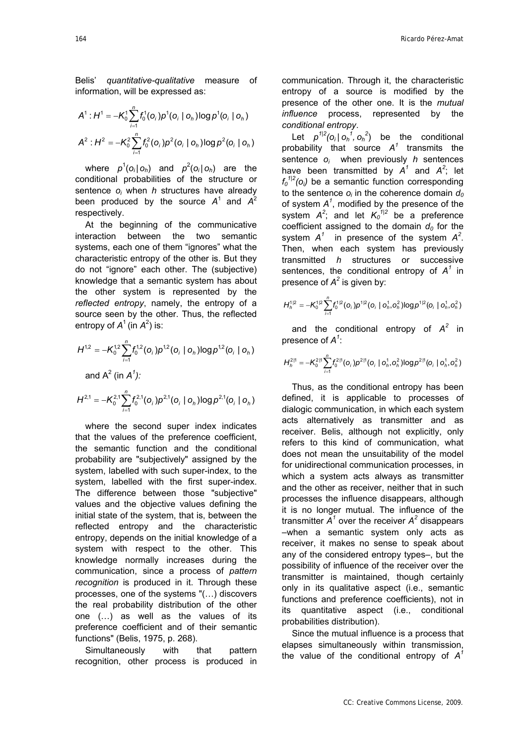Belis' *quantitative-qualitative* measure of information, will be expressed as:

$$A^1 : H^1 = -K_0^1 \sum_{i=1}^{n} f_0^1(o_i) p^1(o_i \mid o_h) \log p^1(o_i \mid o_h)$$

$$A^2 : H^2 = -K_0^2 \sum_{i=1}^{n} f_0^2(o_i) p^2(o_i \mid o_h) \log p^2(o_i \mid o_h)$$

where $p^1(o_i|o_h)$ and $p^2(o_i|o_h)$ are the conditional probabilities of the structure or sentence $o_i$ when $h$ structures have already been produced by the source $A^1$ and $A^2$ respectively.

At the beginning of the communicative interaction between the two semantic systems, each one of them "ignores" what the characteristic entropy of the other is. But they do not "ignore" each other. The (subjective) knowledge that a semantic system has about the other system is represented by the *reflected entropy*, namely, the entropy of a source seen by the other. Thus, the reflected entropy of $A^1$ (in $A^2$) is:

$$H^{1,2} = -K_0^{1,2} \sum_{i=1}^{n} f_0^{1,2}(o_i) p^{1,2}(o_i \mid o_h) \log p^{1,2}(o_i \mid o_h)$$

and $A^2$ (in $A^1$):

$$H^{2,1} = -K_0^{2,1} \sum_{i=1}^{n} f_0^{2,1}(o_i) p^{2,1}(o_i \mid o_h) \log p^{2,1}(o_i \mid o_h)$$

where the second super index indicates that the values of the preference coefficient, the semantic function and the conditional probability are "subjectively" assigned by the system, labelled with such super-index, to the system, labelled with the first super-index. The difference between those "subjective" values and the objective values defining the initial state of the system, that is, between the reflected entropy and the characteristic entropy, depends on the initial knowledge of a system with respect to the other. This knowledge normally increases during the communication, since a process of *pattern recognition* is produced in it. Through these processes, one of the systems "(…) discovers the real probability distribution of the other one (…) as well as the values of its preference coefficient and of their semantic functions" (Belis, 1975, p. 268).

Simultaneously with that pattern recognition, other process is produced in communication. Through it, the characteristic entropy of a source is modified by the presence of the other one. It is the *mutual influence* process, represented by the *conditional entropy*.

Let $p^{1|2}(o_i|o_h^1, o_h^2)$ be the conditional probability that source $A^1$ transmits the sentence $o_i$ when previously $h$ sentences have been transmitted by $A^1$ and $A^2$; let $f_0^{1|2}(o_i)$ be a semantic function corresponding to the sentence $o_i$ in the coherence domain $d_0$ of system $A^1$, modified by the presence of the system $A^2$; and let $K_0^{1|2}$ be a preference coefficient assigned to the domain $d_0$ for the system $A^1$ in presence of the system $A^2$. Then, when each system has previously transmitted $h$ structures or successive sentences, the conditional entropy of $A^1$ in presence of $A^2$ is given by:

$$H_h^{1|2} = -K_0^{1|2} \sum_{i=1}^{n} f_0^{1|2}(o_i) p^{1|2}(o_i \mid o_h^1, o_h^2) \log p^{1|2}(o_i \mid o_h^1, o_h^2)$$

and the conditional entropy of $A^2$ in presence of $A^1$:

$$H_h^{2|1} = -K_0^{2|1} \sum_{i=1}^{n} f_0^{2|1}(o_i) p^{2|1}(o_i \mid o_h^1, o_h^2) \log p^{2|1}(o_i \mid o_h^1, o_h^2)$$

Thus, as the conditional entropy has been defined, it is applicable to processes of dialogic communication, in which each system acts alternatively as transmitter and as receiver. Belis, although not explicitly, only refers to this kind of communication, what does not mean the unsuitability of the model for unidirectional communication processes, in which a system acts always as transmitter and the other as receiver, neither that in such processes the influence disappears, although it is no longer mutual. The influence of the transmitter $A^1$ over the receiver $A^2$ disappears –when a semantic system only acts as receiver, it makes no sense to speak about any of the considered entropy types–, but the possibility of influence of the receiver over the transmitter is maintained, though certainly only in its qualitative aspect (i.e., semantic functions and preference coefficients), not in its quantitative aspect (i.e., conditional probabilities distribution).

Since the mutual influence is a process that elapses simultaneously within transmission, the value of the conditional entropy of $A^1$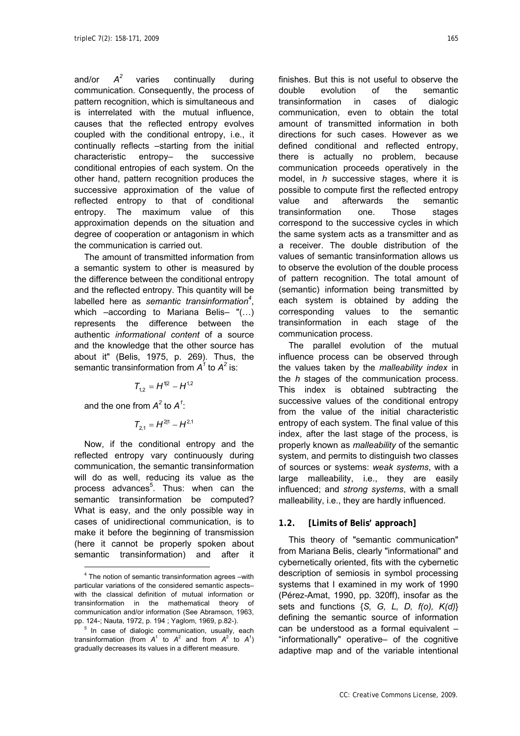and/or $A^2$ varies continually during communication. Consequently, the process of pattern recognition, which is simultaneous and is interrelated with the mutual influence, causes that the reflected entropy evolves coupled with the conditional entropy, i.e., it continually reflects –starting from the initial characteristic entropy– the successive conditional entropies of each system. On the other hand, pattern recognition produces the successive approximation of the value of reflected entropy to that of conditional entropy. The maximum value of this approximation depends on the situation and degree of cooperation or antagonism in which the communication is carried out.

The amount of transmitted information from a semantic system to other is measured by the difference between the conditional entropy and the reflected entropy. This quantity will be labelled here as *semantic transinformation*[4], which –according to Mariana Belis– "(…) represents the difference between the authentic *informational content* of a source and the knowledge that the other source has about it" (Belis, 1975, p. 269). Thus, the semantic transinformation from $A^1$ to $A^2$ is:

$$T_{1,2} = H^{1|2} - H^{1,2}$$

and the one from $A^2$ to $A^1$:

$$T_{2,1} = H^{2|1} - H^{2,1}$$

Now, if the conditional entropy and the reflected entropy vary continuously during communication, the semantic transinformation will do as well, reducing its value as the process advances[5]. Thus: when can the semantic transinformation be computed? What is easy, and the only possible way in cases of unidirectional communication, is to make it before the beginning of transmission (here it cannot be properly spoken about semantic transinformation) and after it finishes. But this is not useful to observe the double evolution of the semantic transinformation in cases of dialogic communication, even to obtain the total amount of transmitted information in both directions for such cases. However as we defined conditional and reflected entropy, there is actually no problem, because communication proceeds operatively in the model, in *h* successive stages, where it is possible to compute first the reflected entropy value and afterwards the semantic transinformation one. Those stages correspond to the successive cycles in which the same system acts as a transmitter and as a receiver. The double distribution of the values of semantic transinformation allows us to observe the evolution of the double process of pattern recognition. The total amount of (semantic) information being transmitted by each system is obtained by adding the corresponding values to the semantic transinformation in each stage of the communication process.

The parallel evolution of the mutual influence process can be observed through the values taken by the *malleability index* in the *h* stages of the communication process. This index is obtained subtracting the successive values of the conditional entropy from the value of the initial characteristic entropy of each system. The final value of this index, after the last stage of the process, is properly known as *malleability* of the semantic system, and permits to distinguish two classes of sources or systems: *weak systems*, with a large malleability, i.e., they are easily influenced; and *strong systems*, with a small malleability, i.e., they are hardly influenced.

## 1.2. [Limits of Belis' approach]

This theory of "semantic communication" from Mariana Belis, clearly "informational" and cybernetically oriented, fits with the cybernetic description of semiosis in symbol processing systems that I examined in my work of 1990 (Pérez-Amat, 1990, pp. 320ff), insofar as the sets and functions {*S, G, L, D, f(o), K(d)*} defining the semantic source of information can be understood as a formal equivalent –"informationally" operative– of the cognitive adaptive map and of the variable intentional

---

[4] The notion of semantic transinformation agrees –with particular variations of the considered semantic aspects– with the classical definition of mutual information or transinformation in the mathematical theory of communication and/or information (See Abramson, 1963, pp. 124-; Nauta, 1972, p. 194 ; Yaglom, 1969, p.82-).

[5] In case of dialogic communication, usually, each transinformation (from $A^1$ to $A^2$ and from $A^2$ to $A^1$) gradually decreases its values in a different measure.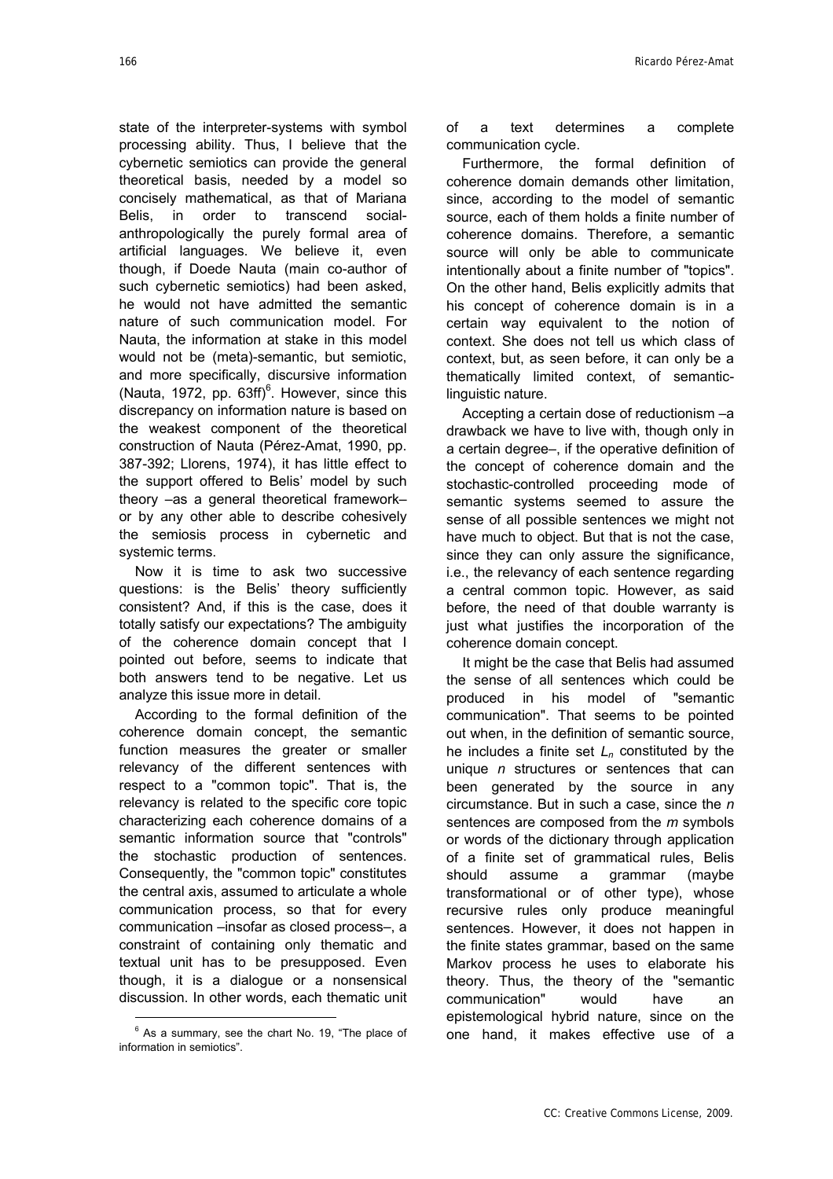state of the interpreter-systems with symbol processing ability. Thus, I believe that the cybernetic semiotics can provide the general theoretical basis, needed by a model so concisely mathematical, as that of Mariana Belis, in order to transcend social-anthropologically the purely formal area of artificial languages. We believe it, even though, if Doede Nauta (main co-author of such cybernetic semiotics) had been asked, he would not have admitted the semantic nature of such communication model. For Nauta, the information at stake in this model would not be (meta)-semantic, but semiotic, and more specifically, discursive information (Nauta, 1972, pp. 63ff)[6]. However, since this discrepancy on information nature is based on the weakest component of the theoretical construction of Nauta (Pérez-Amat, 1990, pp. 387-392; Llorens, 1974), it has little effect to the support offered to Belis' model by such theory –as a general theoretical framework– or by any other able to describe cohesively the semiosis process in cybernetic and systemic terms.

Now it is time to ask two successive questions: is the Belis' theory sufficiently consistent? And, if this is the case, does it totally satisfy our expectations? The ambiguity of the coherence domain concept that I pointed out before, seems to indicate that both answers tend to be negative. Let us analyze this issue more in detail.

According to the formal definition of the coherence domain concept, the semantic function measures the greater or smaller relevancy of the different sentences with respect to a "common topic". That is, the relevancy is related to the specific core topic characterizing each coherence domains of a semantic information source that "controls" the stochastic production of sentences. Consequently, the "common topic" constitutes the central axis, assumed to articulate a whole communication process, so that for every communication –insofar as closed process–, a constraint of containing only thematic and textual unit has to be presupposed. Even though, it is a dialogue or a nonsensical discussion. In other words, each thematic unit of a text determines a complete communication cycle.

Furthermore, the formal definition of coherence domain demands other limitation, since, according to the model of semantic source, each of them holds a finite number of coherence domains. Therefore, a semantic source will only be able to communicate intentionally about a finite number of "topics". On the other hand, Belis explicitly admits that his concept of coherence domain is in a certain way equivalent to the notion of context. She does not tell us which class of context, but, as seen before, it can only be a thematically limited context, of semantic-linguistic nature.

Accepting a certain dose of reductionism –a drawback we have to live with, though only in a certain degree–, if the operative definition of the concept of coherence domain and the stochastic-controlled proceeding mode of semantic systems seemed to assure the sense of all possible sentences we might not have much to object. But that is not the case, since they can only assure the significance, i.e., the relevancy of each sentence regarding a central common topic. However, as said before, the need of that double warranty is just what justifies the incorporation of the coherence domain concept.

It might be the case that Belis had assumed the sense of all sentences which could be produced in his model of "semantic communication". That seems to be pointed out when, in the definition of semantic source, he includes a finite set $L_n$ constituted by the unique $n$ structures or sentences that can been generated by the source in any circumstance. But in such a case, since the $n$ sentences are composed from the $m$ symbols or words of the dictionary through application of a finite set of grammatical rules, Belis should assume a grammar (maybe transformational or of other type), whose recursive rules only produce meaningful sentences. However, it does not happen in the finite states grammar, based on the same Markov process he uses to elaborate his theory. Thus, the theory of the "semantic communication" would have an epistemological hybrid nature, since on the one hand, it makes effective use of a

[6] As a summary, see the chart No. 19, "The place of information in semiotics".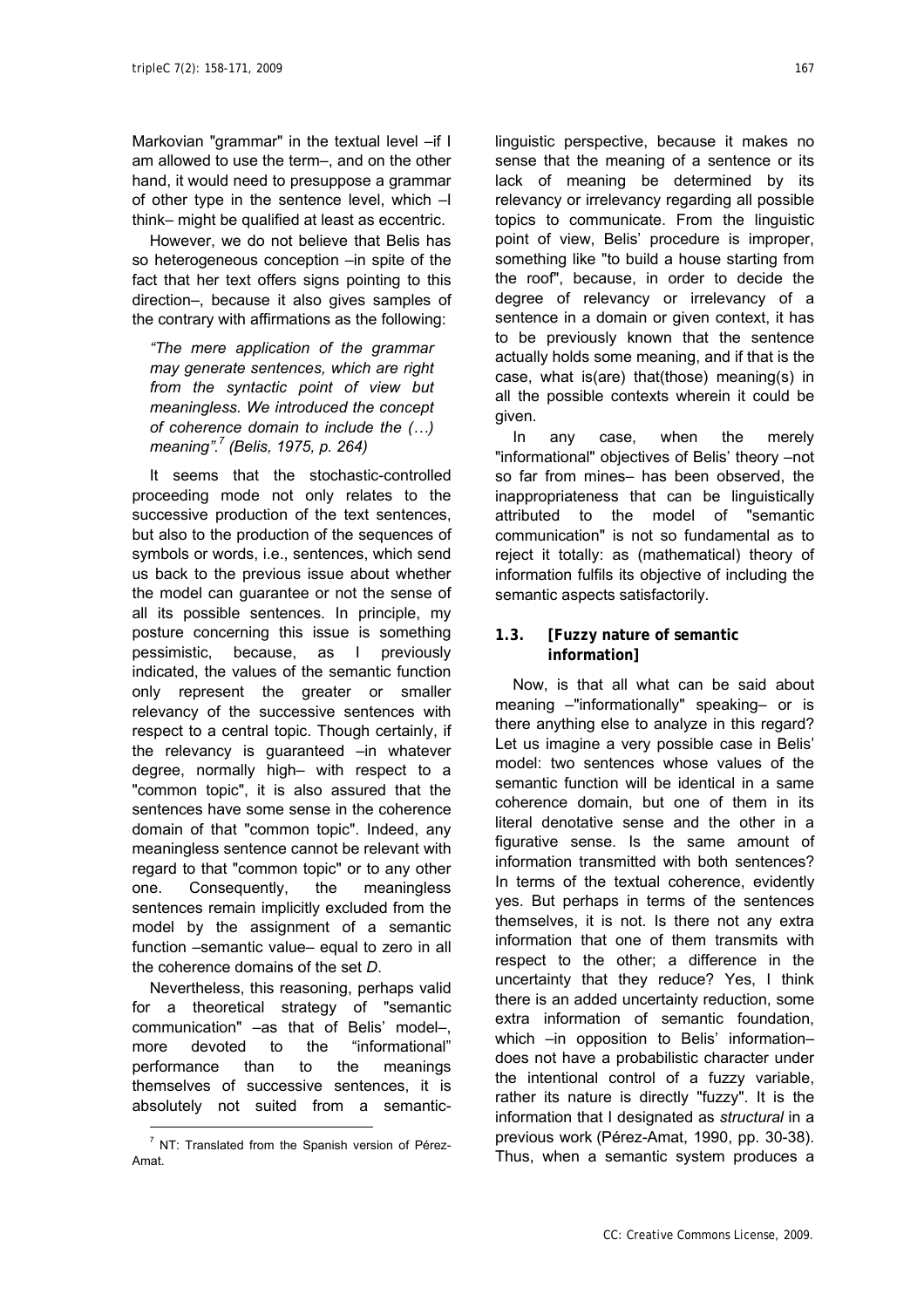Markovian "grammar" in the textual level –if I am allowed to use the term–, and on the other hand, it would need to presuppose a grammar of other type in the sentence level, which –I think– might be qualified at least as eccentric.

However, we do not believe that Belis has so heterogeneous conception –in spite of the fact that her text offers signs pointing to this direction–, because it also gives samples of the contrary with affirmations as the following:

> *"The mere application of the grammar may generate sentences, which are right from the syntactic point of view but meaningless. We introduced the concept of coherence domain to include the (…) meaning".[7] (Belis, 1975, p. 264)*

It seems that the stochastic-controlled proceeding mode not only relates to the successive production of the text sentences, but also to the production of the sequences of symbols or words, i.e., sentences, which send us back to the previous issue about whether the model can guarantee or not the sense of all its possible sentences. In principle, my posture concerning this issue is something pessimistic, because, as I previously indicated, the values of the semantic function only represent the greater or smaller relevancy of the successive sentences with respect to a central topic. Though certainly, if the relevancy is guaranteed –in whatever degree, normally high– with respect to a "common topic", it is also assured that the sentences have some sense in the coherence domain of that "common topic". Indeed, any meaningless sentence cannot be relevant with regard to that "common topic" or to any other one. Consequently, the meaningless sentences remain implicitly excluded from the model by the assignment of a semantic function –semantic value– equal to zero in all the coherence domains of the set *D*.

Nevertheless, this reasoning, perhaps valid for a theoretical strategy of "semantic communication" –as that of Belis' model–, more devoted to the "informational" performance than to the meanings themselves of successive sentences, it is absolutely not suited from a semantic-linguistic perspective, because it makes no sense that the meaning of a sentence or its lack of meaning be determined by its relevancy or irrelevancy regarding all possible topics to communicate. From the linguistic point of view, Belis' procedure is improper, something like "to build a house starting from the roof", because, in order to decide the degree of relevancy or irrelevancy of a sentence in a domain or given context, it has to be previously known that the sentence actually holds some meaning, and if that is the case, what is(are) that(those) meaning(s) in all the possible contexts wherein it could be given.

In any case, when the merely "informational" objectives of Belis' theory –not so far from mines– has been observed, the inappropriateness that can be linguistically attributed to the model of "semantic communication" is not so fundamental as to reject it totally: as (mathematical) theory of information fulfils its objective of including the semantic aspects satisfactorily.

### 1.3. [Fuzzy nature of semantic information]

Now, is that all what can be said about meaning –"informationally" speaking– or is there anything else to analyze in this regard? Let us imagine a very possible case in Belis' model: two sentences whose values of the semantic function will be identical in a same coherence domain, but one of them in its literal denotative sense and the other in a figurative sense. Is the same amount of information transmitted with both sentences? In terms of the textual coherence, evidently yes. But perhaps in terms of the sentences themselves, it is not. Is there not any extra information that one of them transmits with respect to the other; a difference in the uncertainty that they reduce? Yes, I think there is an added uncertainty reduction, some extra information of semantic foundation, which –in opposition to Belis' information– does not have a probabilistic character under the intentional control of a fuzzy variable, rather its nature is directly "fuzzy". It is the information that I designated as *structural* in a previous work (Pérez-Amat, 1990, pp. 30-38). Thus, when a semantic system produces a

---

[7] NT: Translated from the Spanish version of Pérez-Amat.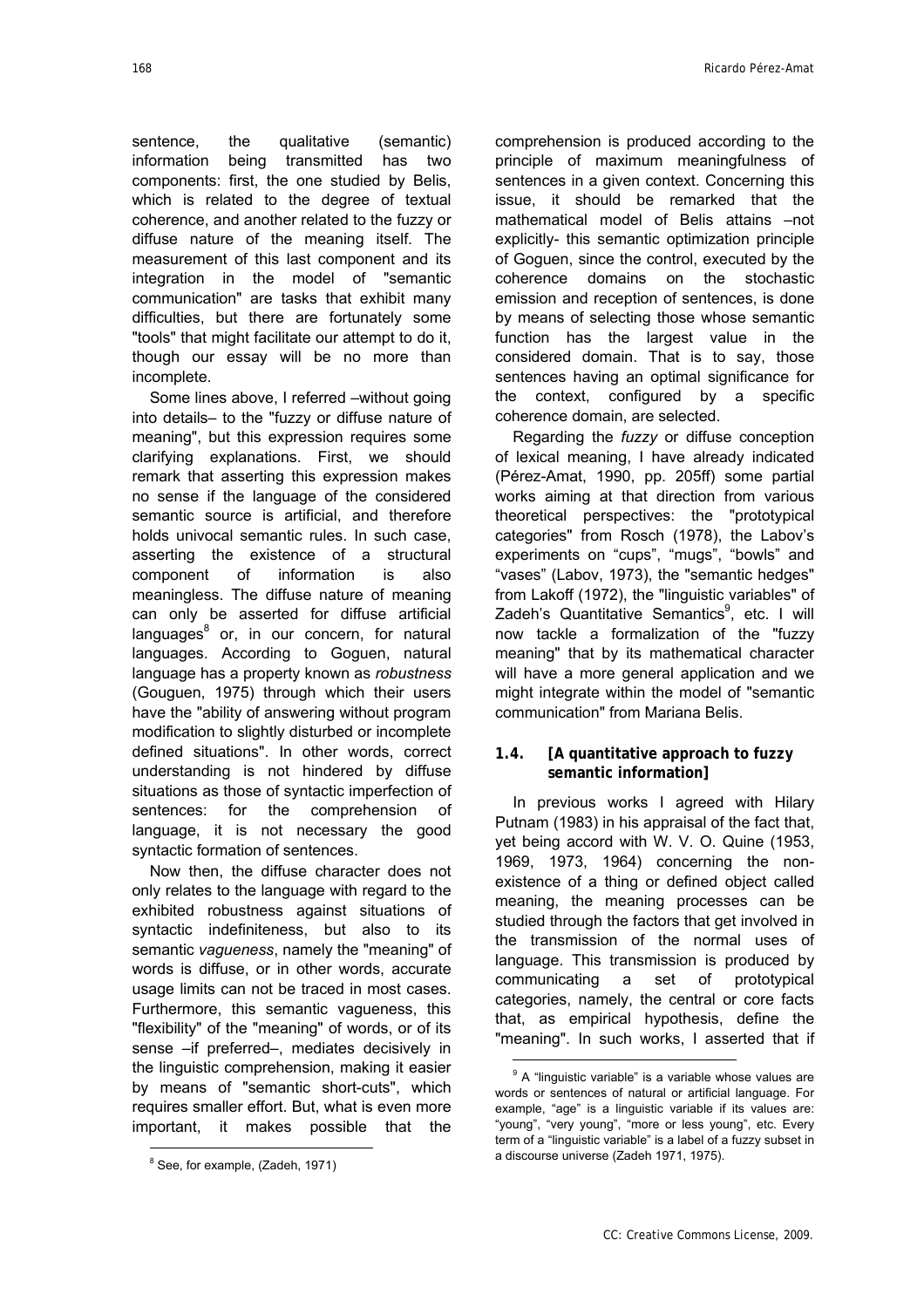sentence, the qualitative (semantic) information being transmitted has two components: first, the one studied by Belis, which is related to the degree of textual coherence, and another related to the fuzzy or diffuse nature of the meaning itself. The measurement of this last component and its integration in the model of "semantic communication" are tasks that exhibit many difficulties, but there are fortunately some "tools" that might facilitate our attempt to do it, though our essay will be no more than incomplete.

Some lines above, I referred –without going into details– to the "fuzzy or diffuse nature of meaning", but this expression requires some clarifying explanations. First, we should remark that asserting this expression makes no sense if the language of the considered semantic source is artificial, and therefore holds univocal semantic rules. In such case, asserting the existence of a structural component of information is also meaningless. The diffuse nature of meaning can only be asserted for diffuse artificial languages[8] or, in our concern, for natural languages. According to Goguen, natural language has a property known as *robustness* (Gouguen, 1975) through which their users have the "ability of answering without program modification to slightly disturbed or incomplete defined situations". In other words, correct understanding is not hindered by diffuse situations as those of syntactic imperfection of sentences: for the comprehension of language, it is not necessary the good syntactic formation of sentences.

Now then, the diffuse character does not only relates to the language with regard to the exhibited robustness against situations of syntactic indefiniteness, but also to its semantic *vagueness*, namely the "meaning" of words is diffuse, or in other words, accurate usage limits can not be traced in most cases. Furthermore, this semantic vagueness, this "flexibility" of the "meaning" of words, or of its sense –if preferred–, mediates decisively in the linguistic comprehension, making it easier by means of "semantic short-cuts", which requires smaller effort. But, what is even more important, it makes possible that the comprehension is produced according to the principle of maximum meaningfulness of sentences in a given context. Concerning this issue, it should be remarked that the mathematical model of Belis attains –not explicitly- this semantic optimization principle of Goguen, since the control, executed by the coherence domains on the stochastic emission and reception of sentences, is done by means of selecting those whose semantic function has the largest value in the considered domain. That is to say, those sentences having an optimal significance for the context, configured by a specific coherence domain, are selected.

Regarding the *fuzzy* or diffuse conception of lexical meaning, I have already indicated (Pérez-Amat, 1990, pp. 205ff) some partial works aiming at that direction from various theoretical perspectives: the "prototypical categories" from Rosch (1978), the Labov's experiments on "cups", "mugs", "bowls" and "vases" (Labov, 1973), the "semantic hedges" from Lakoff (1972), the "linguistic variables" of Zadeh's Quantitative Semantics[9], etc. I will now tackle a formalization of the "fuzzy meaning" that by its mathematical character will have a more general application and we might integrate within the model of "semantic communication" from Mariana Belis.

### 1.4. [A quantitative approach to fuzzy semantic information]

In previous works I agreed with Hilary Putnam (1983) in his appraisal of the fact that, yet being accord with W. V. O. Quine (1953, 1969, 1973, 1964) concerning the non-existence of a thing or defined object called meaning, the meaning processes can be studied through the factors that get involved in the transmission of the normal uses of language. This transmission is produced by communicating a set of prototypical categories, namely, the central or core facts that, as empirical hypothesis, define the "meaning". In such works, I asserted that if

[8] See, for example, (Zadeh, 1971)

[9] A "linguistic variable" is a variable whose values are words or sentences of natural or artificial language. For example, "age" is a linguistic variable if its values are: "young", "very young", "more or less young", etc. Every term of a "linguistic variable" is a label of a fuzzy subset in a discourse universe (Zadeh 1971, 1975).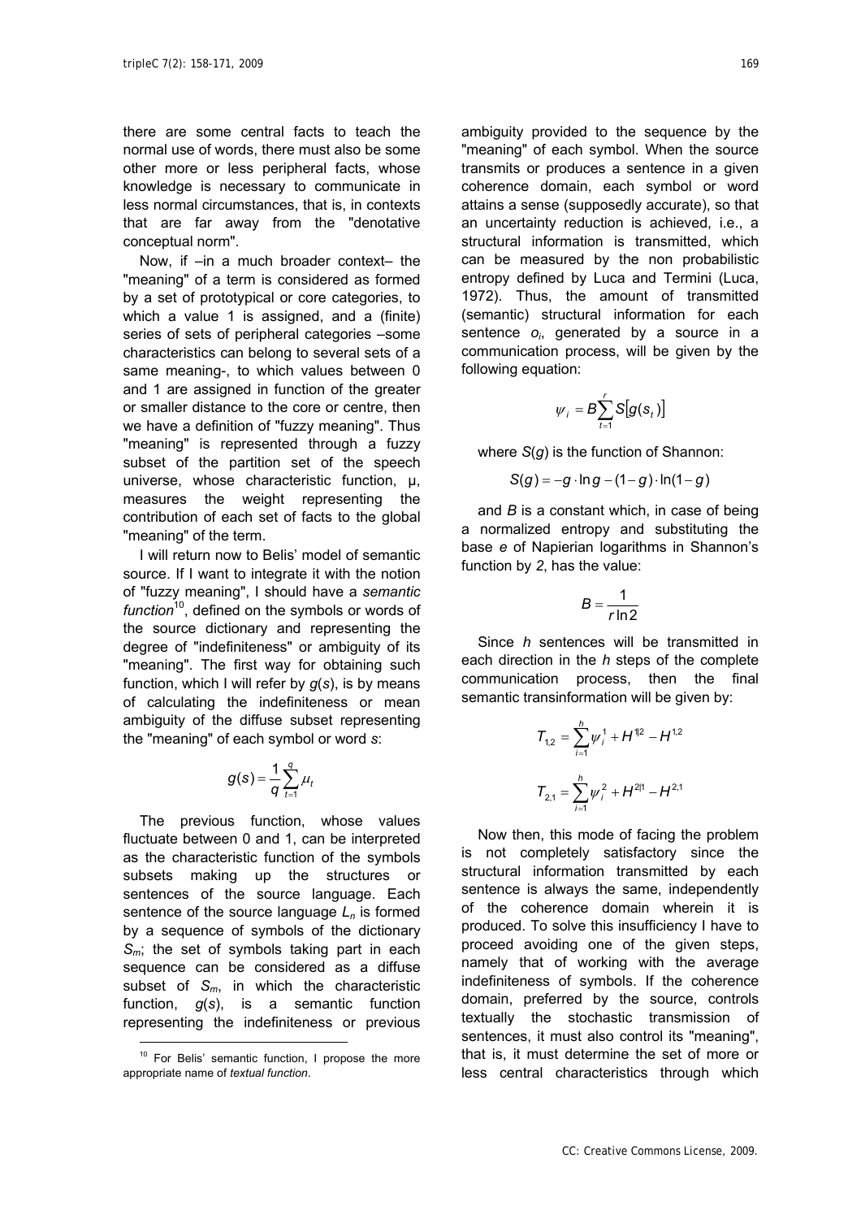there are some central facts to teach the normal use of words, there must also be some other more or less peripheral facts, whose knowledge is necessary to communicate in less normal circumstances, that is, in contexts that are far away from the "denotative conceptual norm".

Now, if –in a much broader context– the "meaning" of a term is considered as formed by a set of prototypical or core categories, to which a value 1 is assigned, and a (finite) series of sets of peripheral categories –some characteristics can belong to several sets of a same meaning-, to which values between 0 and 1 are assigned in function of the greater or smaller distance to the core or centre, then we have a definition of "fuzzy meaning". Thus "meaning" is represented through a fuzzy subset of the partition set of the speech universe, whose characteristic function, μ, measures the weight representing the contribution of each set of facts to the global "meaning" of the term.

I will return now to Belis' model of semantic source. If I want to integrate it with the notion of "fuzzy meaning", I should have a *semantic function*[10], defined on the symbols or words of the source dictionary and representing the degree of "indefiniteness" or ambiguity of its "meaning". The first way for obtaining such function, which I will refer by $g(s)$, is by means of calculating the indefiniteness or mean ambiguity of the diffuse subset representing the "meaning" of each symbol or word $s$:

$$g(s) = \frac{1}{q}\sum_{t=1}^{q}\mu_t$$

The previous function, whose values fluctuate between 0 and 1, can be interpreted as the characteristic function of the symbols subsets making up the structures or sentences of the source language. Each sentence of the source language $L_n$ is formed by a sequence of symbols of the dictionary $S_m$; the set of symbols taking part in each sequence can be considered as a diffuse subset of $S_m$, in which the characteristic function, $g(s)$, is a semantic function representing the indefiniteness or previous ambiguity provided to the sequence by the "meaning" of each symbol. When the source transmits or produces a sentence in a given coherence domain, each symbol or word attains a sense (supposedly accurate), so that an uncertainty reduction is achieved, i.e., a structural information is transmitted, which can be measured by the non probabilistic entropy defined by Luca and Termini (Luca, 1972). Thus, the amount of transmitted (semantic) structural information for each sentence $o_i$, generated by a source in a communication process, will be given by the following equation:

$$\psi_i = B\sum_{t=1}^{r} S[g(s_t)]$$

where $S(g)$ is the function of Shannon:

$$S(g) = -g \cdot \ln g - (1-g)\cdot \ln(1-g)$$

and $B$ is a constant which, in case of being a normalized entropy and substituting the base $e$ of Napierian logarithms in Shannon's function by $2$, has the value:

$$B = \frac{1}{r\ln 2}$$

Since $h$ sentences will be transmitted in each direction in the $h$ steps of the complete communication process, then the final semantic transinformation will be given by:

$$T_{1,2} = \sum_{i=1}^{h}\psi_i^1 + H^{1|2} - H^{1,2}$$

$$T_{2,1} = \sum_{i=1}^{h}\psi_i^2 + H^{2|1} - H^{2,1}$$

Now then, this mode of facing the problem is not completely satisfactory since the structural information transmitted by each sentence is always the same, independently of the coherence domain wherein it is produced. To solve this insufficiency I have to proceed avoiding one of the given steps, namely that of working with the average indefiniteness of symbols. If the coherence domain, preferred by the source, controls textually the stochastic transmission of sentences, it must also control its "meaning", that is, it must determine the set of more or less central characteristics through which

[10] For Belis' semantic function, I propose the more appropriate name of *textual function*.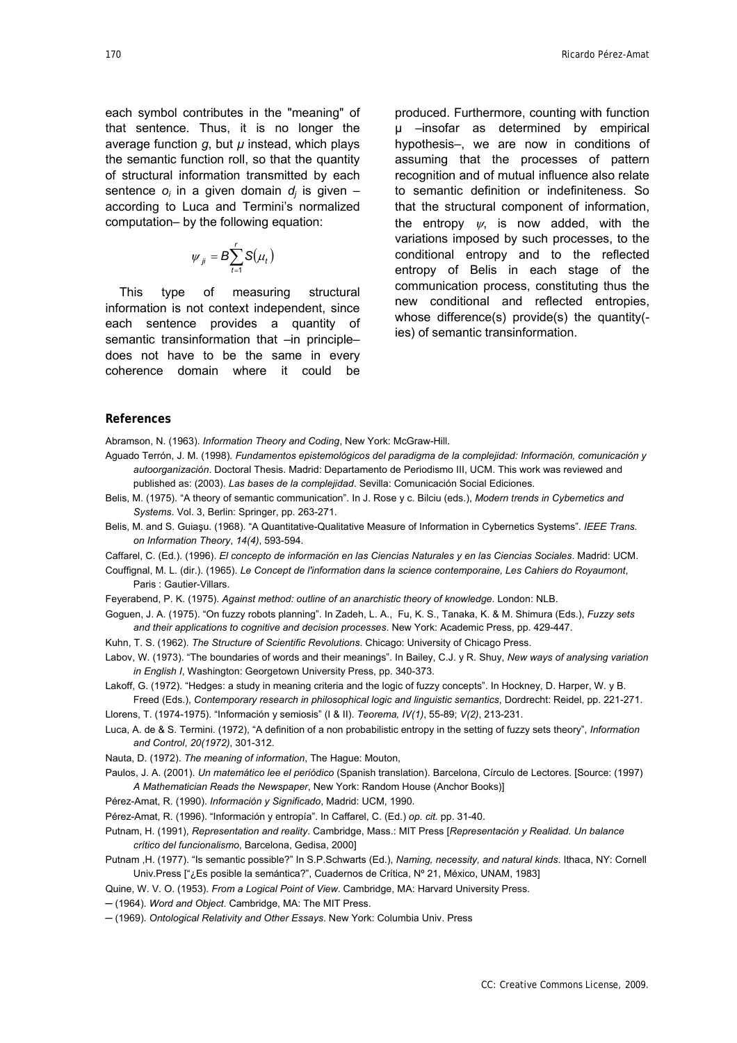each symbol contributes in the "meaning" of that sentence. Thus, it is no longer the average function $g$, but $\mu$ instead, which plays the semantic function roll, so that the quantity of structural information transmitted by each sentence $o_i$ in a given domain $d_j$ is given –according to Luca and Termini's normalized computation– by the following equation:

$$\psi_{ji} = B\sum_{t=1}^{r} S(\mu_t)$$

This type of measuring structural information is not context independent, since each sentence provides a quantity of semantic transinformation that –in principle– does not have to be the same in every coherence domain where it could be produced. Furthermore, counting with function μ –insofar as determined by empirical hypothesis–, we are now in conditions of assuming that the processes of pattern recognition and of mutual influence also relate to semantic definition or indefiniteness. So that the structural component of information, the entropy $\psi$, is now added, with the variations imposed by such processes, to the conditional entropy and to the reflected entropy of Belis in each stage of the communication process, constituting thus the new conditional and reflected entropies, whose difference(s) provide(s) the quantity(-ies) of semantic transinformation.

## References

Abramson, N. (1963). *Information Theory and Coding*, New York: McGraw-Hill.

Aguado Terrón, J. M. (1998). *Fundamentos epistemológicos del paradigma de la complejidad: Información, comunicación y autoorganización*. Doctoral Thesis. Madrid: Departamento de Periodismo III, UCM. This work was reviewed and published as: (2003). *Las bases de la complejidad*. Sevilla: Comunicación Social Ediciones.

Belis, M. (1975). "A theory of semantic communication". In J. Rose y c. Bilciu (eds.), *Modern trends in Cybernetics and Systems*. Vol. 3, Berlin: Springer, pp. 263-271.

Belis, M. and S. Guiaşu. (1968). "A Quantitative-Qualitative Measure of Information in Cybernetics Systems". *IEEE Trans. on Information Theory*, *14(4)*, 593-594.

Caffarel, C. (Ed.). (1996). *El concepto de información en las Ciencias Naturales y en las Ciencias Sociales*. Madrid: UCM.

Couffignal, M. L. (dir.). (1965). *Le Concept de l'information dans la science contemporaine, Les Cahiers do Royaumont*, Paris : Gautier-Villars.

Feyerabend, P. K. (1975). *Against method: outline of an anarchistic theory of knowledge*. London: NLB.

Goguen, J. A. (1975). "On fuzzy robots planning". In Zadeh, L. A., Fu, K. S., Tanaka, K. & M. Shimura (Eds.), *Fuzzy sets and their applications to cognitive and decision processes*. New York: Academic Press, pp. 429-447.

Kuhn, T. S. (1962). *The Structure of Scientific Revolutions*. Chicago: University of Chicago Press.

Labov, W. (1973). "The boundaries of words and their meanings". In Bailey, C.J. y R. Shuy, *New ways of analysing variation in English I*, Washington: Georgetown University Press, pp. 340-373.

Lakoff, G. (1972). "Hedges: a study in meaning criteria and the logic of fuzzy concepts". In Hockney, D. Harper, W. y B. Freed (Eds.), *Contemporary research in philosophical logic and linguistic semantics*, Dordrecht: Reidel, pp. 221-271.

Llorens, T. (1974-1975). "Información y semiosis" (I & II). *Teorema, IV(1)*, 55-89; *V(2)*, 213-231.

Luca, A. de & S. Termini. (1972), "A definition of a non probabilistic entropy in the setting of fuzzy sets theory", *Information and Control*, *20(1972)*, 301-312.

Nauta, D. (1972). *The meaning of information*, The Hague: Mouton,

Paulos, J. A. (2001). *Un matemático lee el periódico* (Spanish translation). Barcelona, Círculo de Lectores. [Source: (1997) *A Mathematician Reads the Newspaper*, New York: Random House (Anchor Books)]

Pérez-Amat, R. (1990). *Información y Significado*, Madrid: UCM, 1990.

Pérez-Amat, R. (1996). "Información y entropía". In Caffarel, C. (Ed.) *op. cit.* pp. 31-40.

Putnam, H. (1991), *Representation and reality*. Cambridge, Mass.: MIT Press [*Representación y Realidad. Un balance crítico del funcionalismo*, Barcelona, Gedisa, 2000]

Putnam ,H. (1977). "Is semantic possible?" In S.P.Schwarts (Ed.), *Naming, necessity, and natural kinds*. Ithaca, NY: Cornell Univ.Press ["¿Es posible la semántica?", Cuadernos de Crítica, Nº 21, México, UNAM, 1983]

Quine, W. V. O. (1953). *From a Logical Point of View*. Cambridge, MA: Harvard University Press.

― (1964). *Word and Object*. Cambridge, MA: The MIT Press.

― (1969). *Ontological Relativity and Other Essays*. New York: Columbia Univ. Press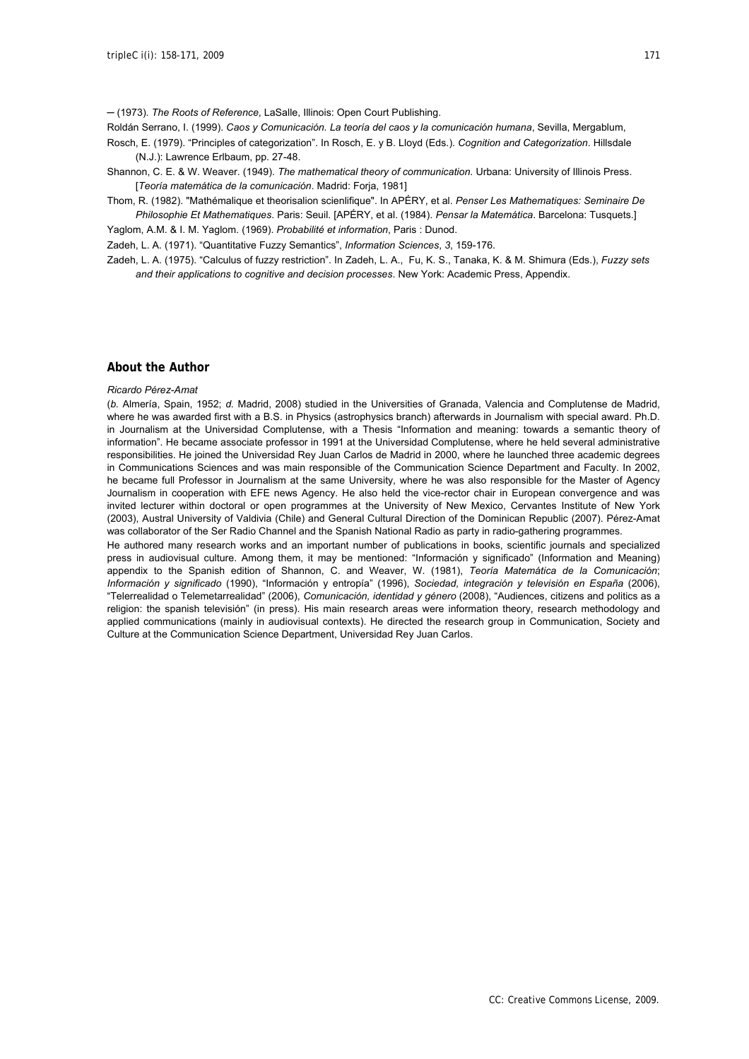─ (1973). *The Roots of Reference*, LaSalle, Illinois: Open Court Publishing.

Roldán Serrano, I. (1999). *Caos y Comunicación. La teoría del caos y la comunicación humana*, Sevilla, Mergablum,

Rosch, E. (1979). "Principles of categorization". In Rosch, E. y B. Lloyd (Eds.). *Cognition and Categorization*. Hillsdale (N.J.): Lawrence Erlbaum, pp. 27-48.

Shannon, C. E. & W. Weaver. (1949). *The mathematical theory of communication*. Urbana: University of Illinois Press. [*Teoría matemática de la comunicación*. Madrid: Forja, 1981]

Thom, R. (1982). "Mathémalique et theorisalion scienlifique". In APÉRY, et al. *Penser Les Mathematiques: Seminaire De Philosophie Et Mathematiques*. Paris: Seuil. [APÉRY, et al. (1984). *Pensar la Matemática*. Barcelona: Tusquets.]

Yaglom, A.M. & I. M. Yaglom. (1969). *Probabilité et information*, Paris : Dunod.

Zadeh, L. A. (1971). "Quantitative Fuzzy Semantics", *Information Sciences*, *3*, 159-176.

Zadeh, L. A. (1975). "Calculus of fuzzy restriction". In Zadeh, L. A., Fu, K. S., Tanaka, K. & M. Shimura (Eds.), *Fuzzy sets and their applications to cognitive and decision processes*. New York: Academic Press, Appendix.

## About the Author

*Ricardo Pérez-Amat*

(*b.* Almería, Spain, 1952; *d.* Madrid, 2008) studied in the Universities of Granada, Valencia and Complutense de Madrid, where he was awarded first with a B.S. in Physics (astrophysics branch) afterwards in Journalism with special award. Ph.D. in Journalism at the Universidad Complutense, with a Thesis "Information and meaning: towards a semantic theory of information". He became associate professor in 1991 at the Universidad Complutense, where he held several administrative responsibilities. He joined the Universidad Rey Juan Carlos de Madrid in 2000, where he launched three academic degrees in Communications Sciences and was main responsible of the Communication Science Department and Faculty. In 2002, he became full Professor in Journalism at the same University, where he was also responsible for the Master of Agency Journalism in cooperation with EFE news Agency. He also held the vice-rector chair in European convergence and was invited lecturer within doctoral or open programmes at the University of New Mexico, Cervantes Institute of New York (2003), Austral University of Valdivia (Chile) and General Cultural Direction of the Dominican Republic (2007). Pérez-Amat was collaborator of the Ser Radio Channel and the Spanish National Radio as party in radio-gathering programmes.

He authored many research works and an important number of publications in books, scientific journals and specialized press in audiovisual culture. Among them, it may be mentioned: "Información y significado" (Information and Meaning) appendix to the Spanish edition of Shannon, C. and Weaver, W. (1981), *Teoría Matemática de la Comunicación*; *Información y significado* (1990), "Información y entropía" (1996), *Sociedad, integración y televisión en España* (2006), "Telerrealidad o Telemetarrealidad" (2006), *Comunicación, identidad y género* (2008), "Audiences, citizens and politics as a religion: the spanish televisión" (in press). His main research areas were information theory, research methodology and applied communications (mainly in audiovisual contexts). He directed the research group in Communication, Society and Culture at the Communication Science Department, Universidad Rey Juan Carlos.